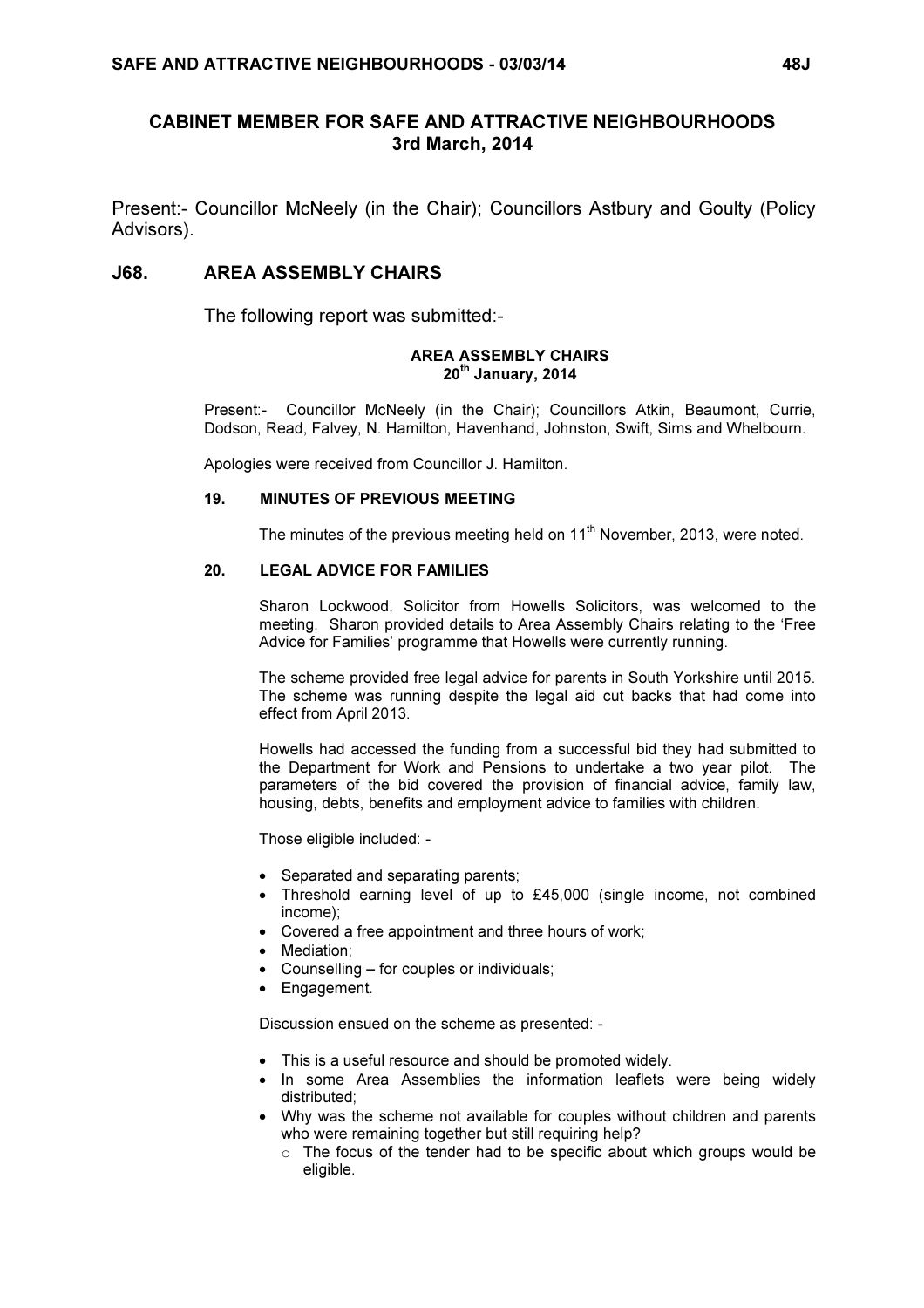# CABINET MEMBER FOR SAFE AND ATTRACTIVE NEIGHBOURHOODS
## 3rd March, 2014

Present:- Councillor McNeely (in the Chair); Councillors Astbury and Goulty (Policy Advisors).

## J68. AREA ASSEMBLY CHAIRS

The following report was submitted:-

**AREA ASSEMBLY CHAIRS**
**20th January, 2014**

Present:- Councillor McNeely (in the Chair); Councillors Atkin, Beaumont, Currie, Dodson, Read, Falvey, N. Hamilton, Havenhand, Johnston, Swift, Sims and Whelbourn.

Apologies were received from Councillor J. Hamilton.

### 19. MINUTES OF PREVIOUS MEETING

The minutes of the previous meeting held on 11th November, 2013, were noted.

### 20. LEGAL ADVICE FOR FAMILIES

Sharon Lockwood, Solicitor from Howells Solicitors, was welcomed to the meeting. Sharon provided details to Area Assembly Chairs relating to the 'Free Advice for Families' programme that Howells were currently running.

The scheme provided free legal advice for parents in South Yorkshire until 2015. The scheme was running despite the legal aid cut backs that had come into effect from April 2013.

Howells had accessed the funding from a successful bid they had submitted to the Department for Work and Pensions to undertake a two year pilot. The parameters of the bid covered the provision of financial advice, family law, housing, debts, benefits and employment advice to families with children.

Those eligible included: -

- Separated and separating parents;
- Threshold earning level of up to £45,000 (single income, not combined income);
- Covered a free appointment and three hours of work;
- Mediation;
- Counselling – for couples or individuals;
- Engagement.

Discussion ensued on the scheme as presented: -

- This is a useful resource and should be promoted widely.
- In some Area Assemblies the information leaflets were being widely distributed;
- Why was the scheme not available for couples without children and parents who were remaining together but still requiring help?
  - The focus of the tender had to be specific about which groups would be eligible.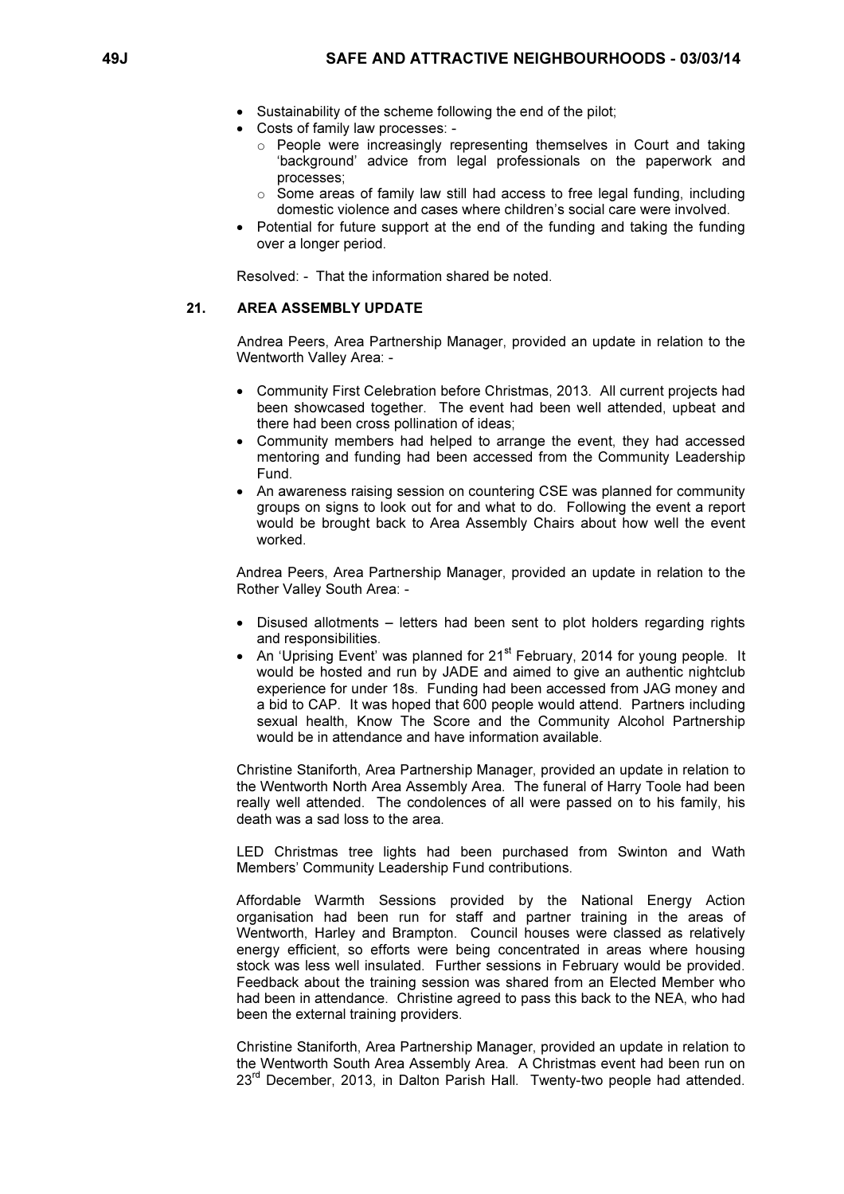- Sustainability of the scheme following the end of the pilot;
- Costs of family law processes: -
  - People were increasingly representing themselves in Court and taking 'background' advice from legal professionals on the paperwork and processes;
  - Some areas of family law still had access to free legal funding, including domestic violence and cases where children's social care were involved.
- Potential for future support at the end of the funding and taking the funding over a longer period.

Resolved: - That the information shared be noted.

## 21. AREA ASSEMBLY UPDATE

Andrea Peers, Area Partnership Manager, provided an update in relation to the Wentworth Valley Area: -

- Community First Celebration before Christmas, 2013. All current projects had been showcased together. The event had been well attended, upbeat and there had been cross pollination of ideas;
- Community members had helped to arrange the event, they had accessed mentoring and funding had been accessed from the Community Leadership Fund.
- An awareness raising session on countering CSE was planned for community groups on signs to look out for and what to do. Following the event a report would be brought back to Area Assembly Chairs about how well the event worked.

Andrea Peers, Area Partnership Manager, provided an update in relation to the Rother Valley South Area: -

- Disused allotments – letters had been sent to plot holders regarding rights and responsibilities.
- An 'Uprising Event' was planned for 21st February, 2014 for young people. It would be hosted and run by JADE and aimed to give an authentic nightclub experience for under 18s. Funding had been accessed from JAG money and a bid to CAP. It was hoped that 600 people would attend. Partners including sexual health, Know The Score and the Community Alcohol Partnership would be in attendance and have information available.

Christine Staniforth, Area Partnership Manager, provided an update in relation to the Wentworth North Area Assembly Area. The funeral of Harry Toole had been really well attended. The condolences of all were passed on to his family, his death was a sad loss to the area.

LED Christmas tree lights had been purchased from Swinton and Wath Members' Community Leadership Fund contributions.

Affordable Warmth Sessions provided by the National Energy Action organisation had been run for staff and partner training in the areas of Wentworth, Harley and Brampton. Council houses were classed as relatively energy efficient, so efforts were being concentrated in areas where housing stock was less well insulated. Further sessions in February would be provided. Feedback about the training session was shared from an Elected Member who had been in attendance. Christine agreed to pass this back to the NEA, who had been the external training providers.

Christine Staniforth, Area Partnership Manager, provided an update in relation to the Wentworth South Area Assembly Area. A Christmas event had been run on 23rd December, 2013, in Dalton Parish Hall. Twenty-two people had attended.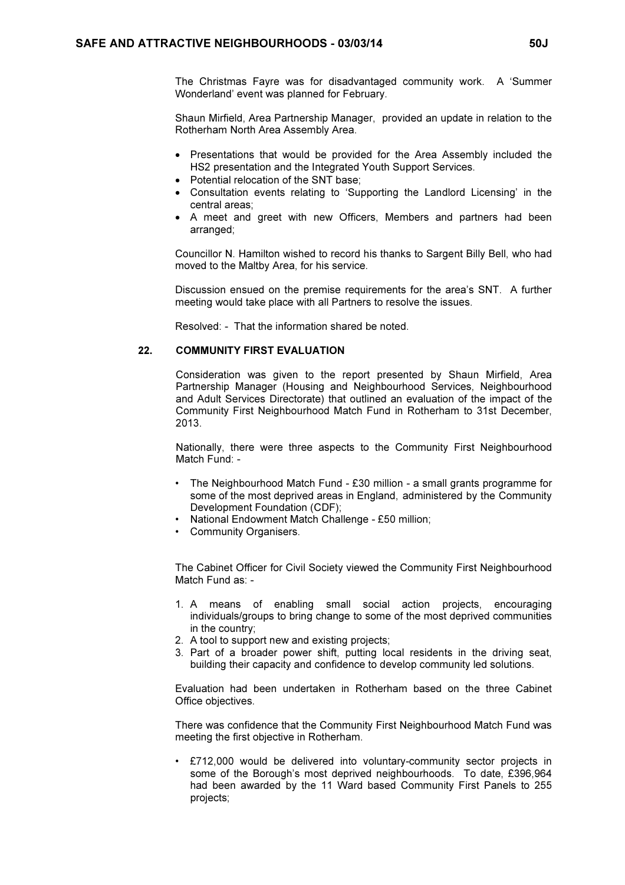The Christmas Fayre was for disadvantaged community work. A 'Summer Wonderland' event was planned for February.

Shaun Mirfield, Area Partnership Manager, provided an update in relation to the Rotherham North Area Assembly Area.

- Presentations that would be provided for the Area Assembly included the HS2 presentation and the Integrated Youth Support Services.
- Potential relocation of the SNT base;
- Consultation events relating to 'Supporting the Landlord Licensing' in the central areas;
- A meet and greet with new Officers, Members and partners had been arranged;

Councillor N. Hamilton wished to record his thanks to Sargent Billy Bell, who had moved to the Maltby Area, for his service.

Discussion ensued on the premise requirements for the area's SNT. A further meeting would take place with all Partners to resolve the issues.

Resolved: - That the information shared be noted.

## 22. COMMUNITY FIRST EVALUATION

Consideration was given to the report presented by Shaun Mirfield, Area Partnership Manager (Housing and Neighbourhood Services, Neighbourhood and Adult Services Directorate) that outlined an evaluation of the impact of the Community First Neighbourhood Match Fund in Rotherham to 31st December, 2013.

Nationally, there were three aspects to the Community First Neighbourhood Match Fund: -

- The Neighbourhood Match Fund - £30 million - a small grants programme for some of the most deprived areas in England, administered by the Community Development Foundation (CDF);
- National Endowment Match Challenge - £50 million;
- Community Organisers.

The Cabinet Officer for Civil Society viewed the Community First Neighbourhood Match Fund as: -

1. A means of enabling small social action projects, encouraging individuals/groups to bring change to some of the most deprived communities in the country;
2. A tool to support new and existing projects;
3. Part of a broader power shift, putting local residents in the driving seat, building their capacity and confidence to develop community led solutions.

Evaluation had been undertaken in Rotherham based on the three Cabinet Office objectives.

There was confidence that the Community First Neighbourhood Match Fund was meeting the first objective in Rotherham.

- £712,000 would be delivered into voluntary-community sector projects in some of the Borough's most deprived neighbourhoods. To date, £396,964 had been awarded by the 11 Ward based Community First Panels to 255 projects;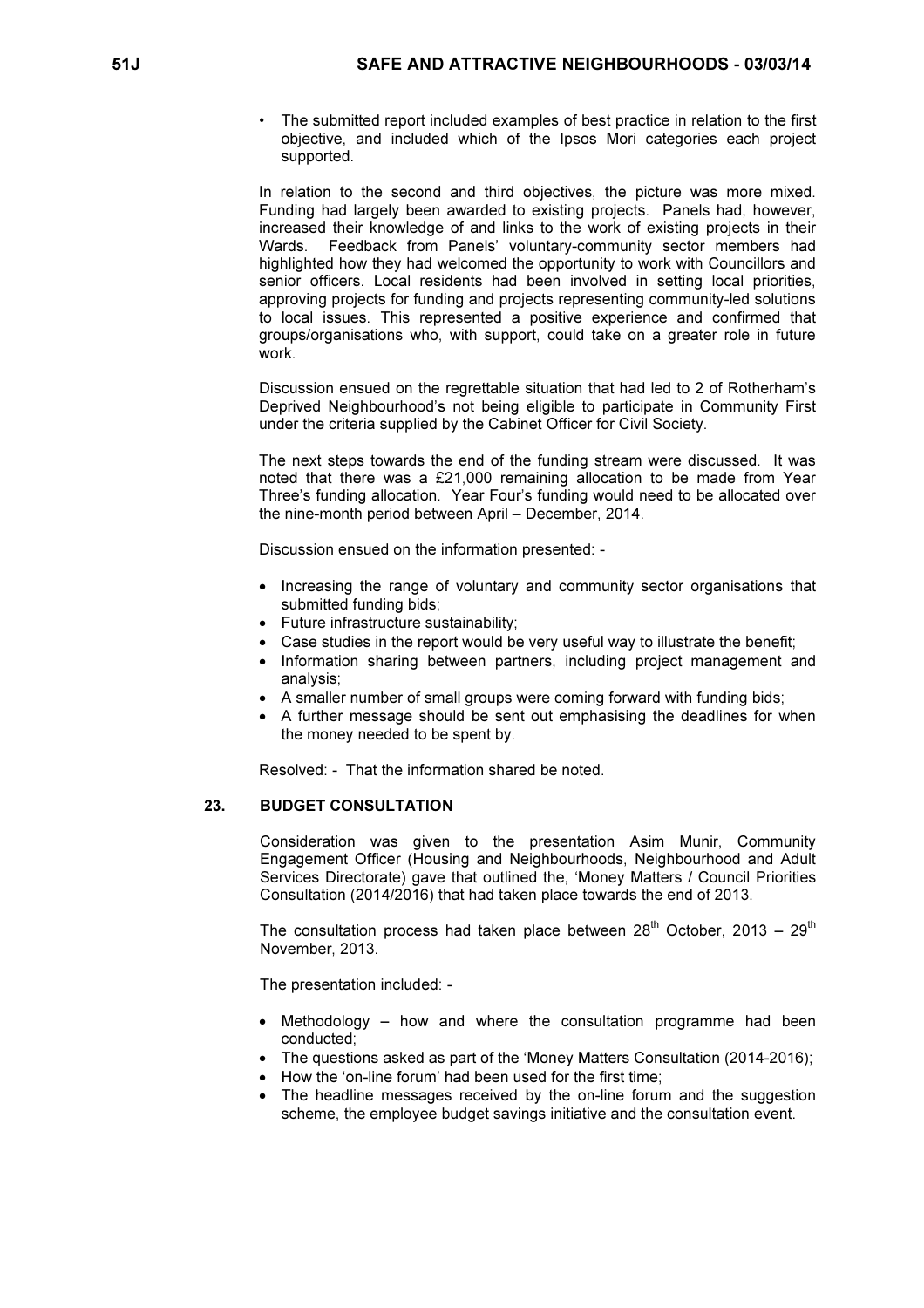- The submitted report included examples of best practice in relation to the first objective, and included which of the Ipsos Mori categories each project supported.

In relation to the second and third objectives, the picture was more mixed. Funding had largely been awarded to existing projects. Panels had, however, increased their knowledge of and links to the work of existing projects in their Wards. Feedback from Panels' voluntary-community sector members had highlighted how they had welcomed the opportunity to work with Councillors and senior officers. Local residents had been involved in setting local priorities, approving projects for funding and projects representing community-led solutions to local issues. This represented a positive experience and confirmed that groups/organisations who, with support, could take on a greater role in future work.

Discussion ensued on the regrettable situation that had led to 2 of Rotherham's Deprived Neighbourhood's not being eligible to participate in Community First under the criteria supplied by the Cabinet Officer for Civil Society.

The next steps towards the end of the funding stream were discussed. It was noted that there was a £21,000 remaining allocation to be made from Year Three's funding allocation. Year Four's funding would need to be allocated over the nine-month period between April – December, 2014.

Discussion ensued on the information presented: -

- Increasing the range of voluntary and community sector organisations that submitted funding bids;
- Future infrastructure sustainability;
- Case studies in the report would be very useful way to illustrate the benefit;
- Information sharing between partners, including project management and analysis;
- A smaller number of small groups were coming forward with funding bids;
- A further message should be sent out emphasising the deadlines for when the money needed to be spent by.

Resolved: - That the information shared be noted.

## 23. BUDGET CONSULTATION

Consideration was given to the presentation Asim Munir, Community Engagement Officer (Housing and Neighbourhoods, Neighbourhood and Adult Services Directorate) gave that outlined the, 'Money Matters / Council Priorities Consultation (2014/2016) that had taken place towards the end of 2013.

The consultation process had taken place between 28th October, 2013 – 29th November, 2013.

The presentation included: -

- Methodology – how and where the consultation programme had been conducted;
- The questions asked as part of the 'Money Matters Consultation (2014-2016);
- How the 'on-line forum' had been used for the first time;
- The headline messages received by the on-line forum and the suggestion scheme, the employee budget savings initiative and the consultation event.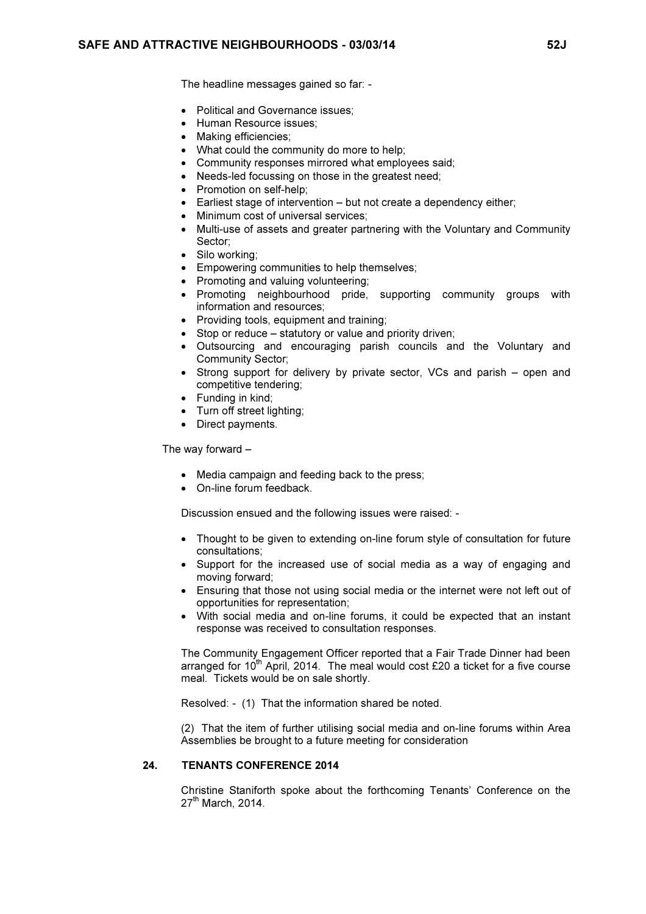The headline messages gained so far: -

- Political and Governance issues;
- Human Resource issues;
- Making efficiencies;
- What could the community do more to help;
- Community responses mirrored what employees said;
- Needs-led focussing on those in the greatest need;
- Promotion on self-help;
- Earliest stage of intervention – but not create a dependency either;
- Minimum cost of universal services;
- Multi-use of assets and greater partnering with the Voluntary and Community Sector;
- Silo working;
- Empowering communities to help themselves;
- Promoting and valuing volunteering;
- Promoting neighbourhood pride, supporting community groups with information and resources;
- Providing tools, equipment and training;
- Stop or reduce – statutory or value and priority driven;
- Outsourcing and encouraging parish councils and the Voluntary and Community Sector;
- Strong support for delivery by private sector, VCs and parish – open and competitive tendering;
- Funding in kind;
- Turn off street lighting;
- Direct payments.

The way forward –

- Media campaign and feeding back to the press;
- On-line forum feedback.

Discussion ensued and the following issues were raised: -

- Thought to be given to extending on-line forum style of consultation for future consultations;
- Support for the increased use of social media as a way of engaging and moving forward;
- Ensuring that those not using social media or the internet were not left out of opportunities for representation;
- With social media and on-line forums, it could be expected that an instant response was received to consultation responses.

The Community Engagement Officer reported that a Fair Trade Dinner had been arranged for 10th April, 2014. The meal would cost £20 a ticket for a five course meal. Tickets would be on sale shortly.

Resolved: - (1) That the information shared be noted.

(2) That the item of further utilising social media and on-line forums within Area Assemblies be brought to a future meeting for consideration

## 24. TENANTS CONFERENCE 2014

Christine Staniforth spoke about the forthcoming Tenants' Conference on the 27th March, 2014.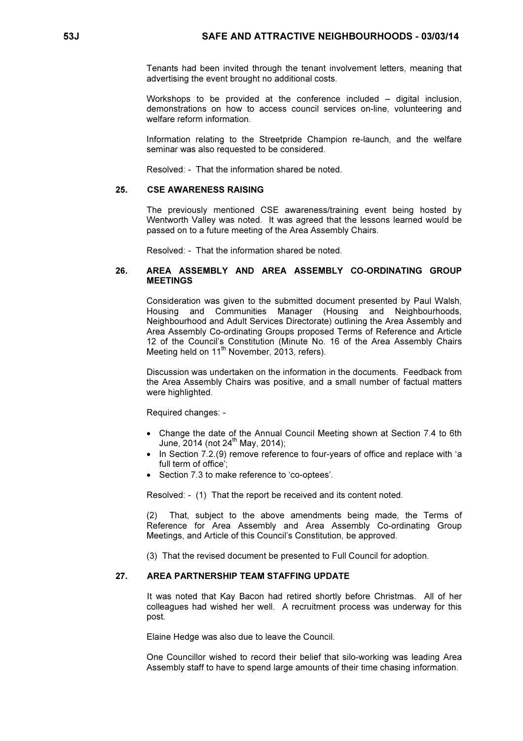Tenants had been invited through the tenant involvement letters, meaning that advertising the event brought no additional costs.

Workshops to be provided at the conference included – digital inclusion, demonstrations on how to access council services on-line, volunteering and welfare reform information.

Information relating to the Streetpride Champion re-launch, and the welfare seminar was also requested to be considered.

Resolved: - That the information shared be noted.

### 25. CSE AWARENESS RAISING

The previously mentioned CSE awareness/training event being hosted by Wentworth Valley was noted. It was agreed that the lessons learned would be passed on to a future meeting of the Area Assembly Chairs.

Resolved: - That the information shared be noted.

### 26. AREA ASSEMBLY AND AREA ASSEMBLY CO-ORDINATING GROUP MEETINGS

Consideration was given to the submitted document presented by Paul Walsh, Housing and Communities Manager (Housing and Neighbourhoods, Neighbourhood and Adult Services Directorate) outlining the Area Assembly and Area Assembly Co-ordinating Groups proposed Terms of Reference and Article 12 of the Council's Constitution (Minute No. 16 of the Area Assembly Chairs Meeting held on 11th November, 2013, refers).

Discussion was undertaken on the information in the documents. Feedback from the Area Assembly Chairs was positive, and a small number of factual matters were highlighted.

Required changes: -

- Change the date of the Annual Council Meeting shown at Section 7.4 to 6th June, 2014 (not 24th May, 2014);
- In Section 7.2.(9) remove reference to four-years of office and replace with 'a full term of office';
- Section 7.3 to make reference to 'co-optees'.

Resolved: - (1) That the report be received and its content noted.

(2) That, subject to the above amendments being made, the Terms of Reference for Area Assembly and Area Assembly Co-ordinating Group Meetings, and Article of this Council's Constitution, be approved.

(3) That the revised document be presented to Full Council for adoption.

### 27. AREA PARTNERSHIP TEAM STAFFING UPDATE

It was noted that Kay Bacon had retired shortly before Christmas. All of her colleagues had wished her well. A recruitment process was underway for this post.

Elaine Hedge was also due to leave the Council.

One Councillor wished to record their belief that silo-working was leading Area Assembly staff to have to spend large amounts of their time chasing information.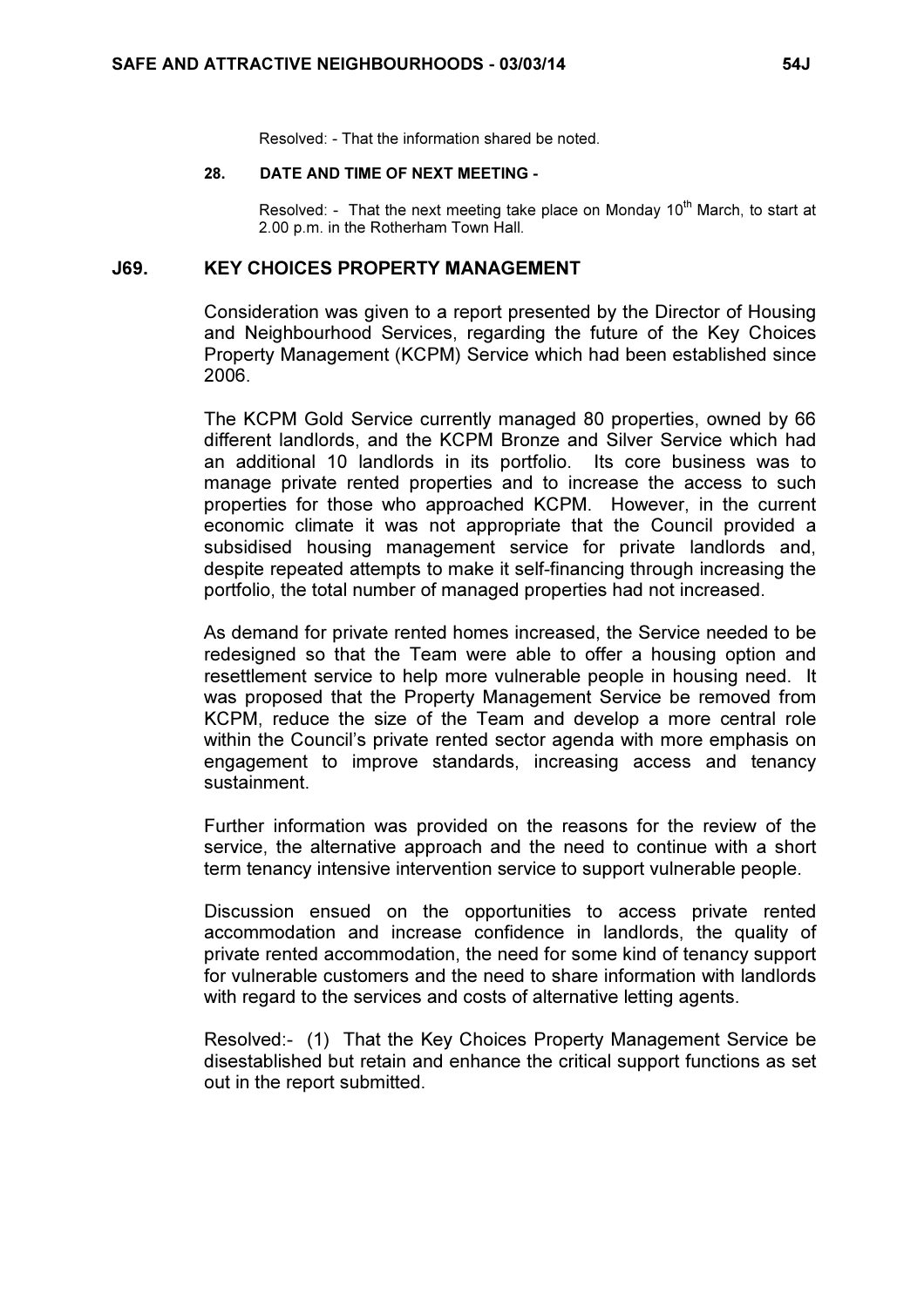Resolved: - That the information shared be noted.

**28. DATE AND TIME OF NEXT MEETING -**

Resolved: - That the next meeting take place on Monday 10th March, to start at 2.00 p.m. in the Rotherham Town Hall.

## J69. KEY CHOICES PROPERTY MANAGEMENT

Consideration was given to a report presented by the Director of Housing and Neighbourhood Services, regarding the future of the Key Choices Property Management (KCPM) Service which had been established since 2006.

The KCPM Gold Service currently managed 80 properties, owned by 66 different landlords, and the KCPM Bronze and Silver Service which had an additional 10 landlords in its portfolio. Its core business was to manage private rented properties and to increase the access to such properties for those who approached KCPM. However, in the current economic climate it was not appropriate that the Council provided a subsidised housing management service for private landlords and, despite repeated attempts to make it self-financing through increasing the portfolio, the total number of managed properties had not increased.

As demand for private rented homes increased, the Service needed to be redesigned so that the Team were able to offer a housing option and resettlement service to help more vulnerable people in housing need. It was proposed that the Property Management Service be removed from KCPM, reduce the size of the Team and develop a more central role within the Council's private rented sector agenda with more emphasis on engagement to improve standards, increasing access and tenancy sustainment.

Further information was provided on the reasons for the review of the service, the alternative approach and the need to continue with a short term tenancy intensive intervention service to support vulnerable people.

Discussion ensued on the opportunities to access private rented accommodation and increase confidence in landlords, the quality of private rented accommodation, the need for some kind of tenancy support for vulnerable customers and the need to share information with landlords with regard to the services and costs of alternative letting agents.

Resolved:- (1) That the Key Choices Property Management Service be disestablished but retain and enhance the critical support functions as set out in the report submitted.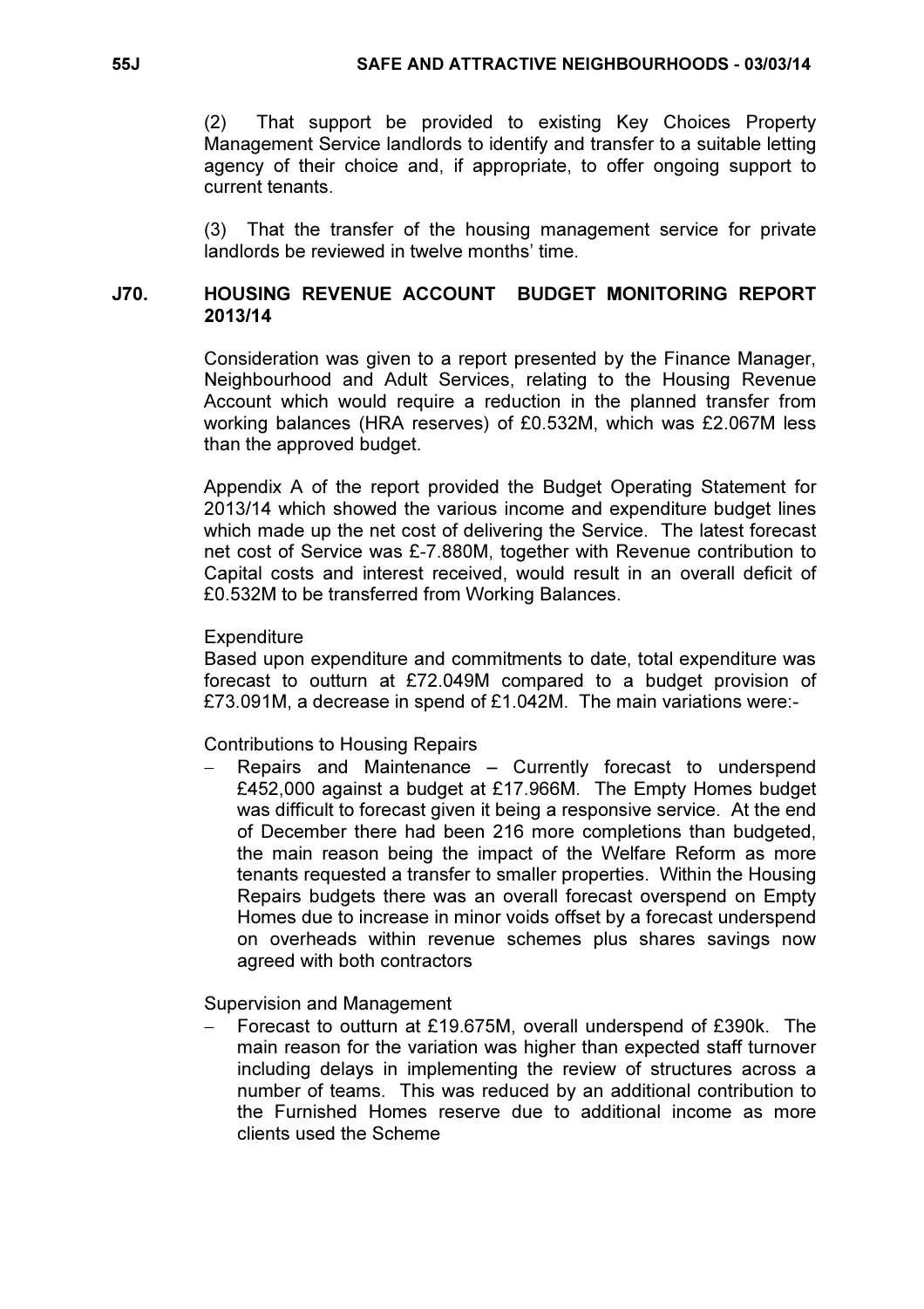(2) That support be provided to existing Key Choices Property Management Service landlords to identify and transfer to a suitable letting agency of their choice and, if appropriate, to offer ongoing support to current tenants.

(3) That the transfer of the housing management service for private landlords be reviewed in twelve months' time.

## J70. HOUSING REVENUE ACCOUNT BUDGET MONITORING REPORT 2013/14

Consideration was given to a report presented by the Finance Manager, Neighbourhood and Adult Services, relating to the Housing Revenue Account which would require a reduction in the planned transfer from working balances (HRA reserves) of £0.532M, which was £2.067M less than the approved budget.

Appendix A of the report provided the Budget Operating Statement for 2013/14 which showed the various income and expenditure budget lines which made up the net cost of delivering the Service. The latest forecast net cost of Service was £-7.880M, together with Revenue contribution to Capital costs and interest received, would result in an overall deficit of £0.532M to be transferred from Working Balances.

Expenditure
Based upon expenditure and commitments to date, total expenditure was forecast to outturn at £72.049M compared to a budget provision of £73.091M, a decrease in spend of £1.042M. The main variations were:-

Contributions to Housing Repairs

- Repairs and Maintenance – Currently forecast to underspend £452,000 against a budget at £17.966M. The Empty Homes budget was difficult to forecast given it being a responsive service. At the end of December there had been 216 more completions than budgeted, the main reason being the impact of the Welfare Reform as more tenants requested a transfer to smaller properties. Within the Housing Repairs budgets there was an overall forecast overspend on Empty Homes due to increase in minor voids offset by a forecast underspend on overheads within revenue schemes plus shares savings now agreed with both contractors

Supervision and Management

- Forecast to outturn at £19.675M, overall underspend of £390k. The main reason for the variation was higher than expected staff turnover including delays in implementing the review of structures across a number of teams. This was reduced by an additional contribution to the Furnished Homes reserve due to additional income as more clients used the Scheme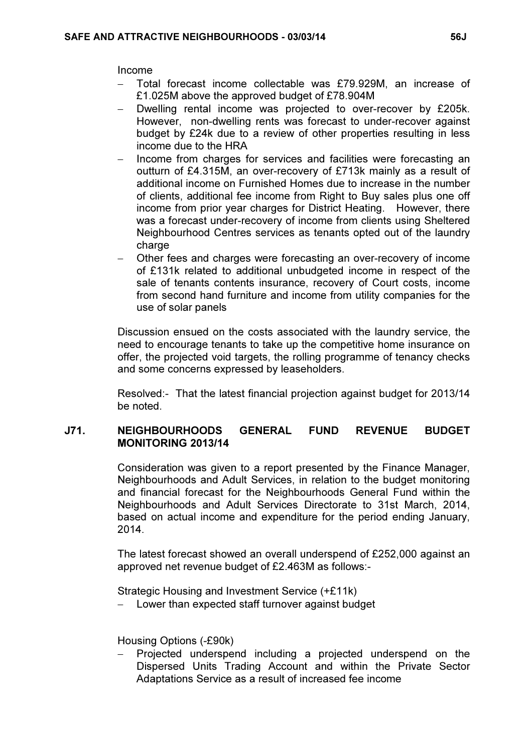Income

- Total forecast income collectable was £79.929M, an increase of £1.025M above the approved budget of £78.904M
- Dwelling rental income was projected to over-recover by £205k. However, non-dwelling rents was forecast to under-recover against budget by £24k due to a review of other properties resulting in less income due to the HRA
- Income from charges for services and facilities were forecasting an outturn of £4.315M, an over-recovery of £713k mainly as a result of additional income on Furnished Homes due to increase in the number of clients, additional fee income from Right to Buy sales plus one off income from prior year charges for District Heating. However, there was a forecast under-recovery of income from clients using Sheltered Neighbourhood Centres services as tenants opted out of the laundry charge
- Other fees and charges were forecasting an over-recovery of income of £131k related to additional unbudgeted income in respect of the sale of tenants contents insurance, recovery of Court costs, income from second hand furniture and income from utility companies for the use of solar panels

Discussion ensued on the costs associated with the laundry service, the need to encourage tenants to take up the competitive home insurance on offer, the projected void targets, the rolling programme of tenancy checks and some concerns expressed by leaseholders.

Resolved:- That the latest financial projection against budget for 2013/14 be noted.

## J71. NEIGHBOURHOODS GENERAL FUND REVENUE BUDGET MONITORING 2013/14

Consideration was given to a report presented by the Finance Manager, Neighbourhoods and Adult Services, in relation to the budget monitoring and financial forecast for the Neighbourhoods General Fund within the Neighbourhoods and Adult Services Directorate to 31st March, 2014, based on actual income and expenditure for the period ending January, 2014.

The latest forecast showed an overall underspend of £252,000 against an approved net revenue budget of £2.463M as follows:-

Strategic Housing and Investment Service (+£11k)

- Lower than expected staff turnover against budget

Housing Options (-£90k)

- Projected underspend including a projected underspend on the Dispersed Units Trading Account and within the Private Sector Adaptations Service as a result of increased fee income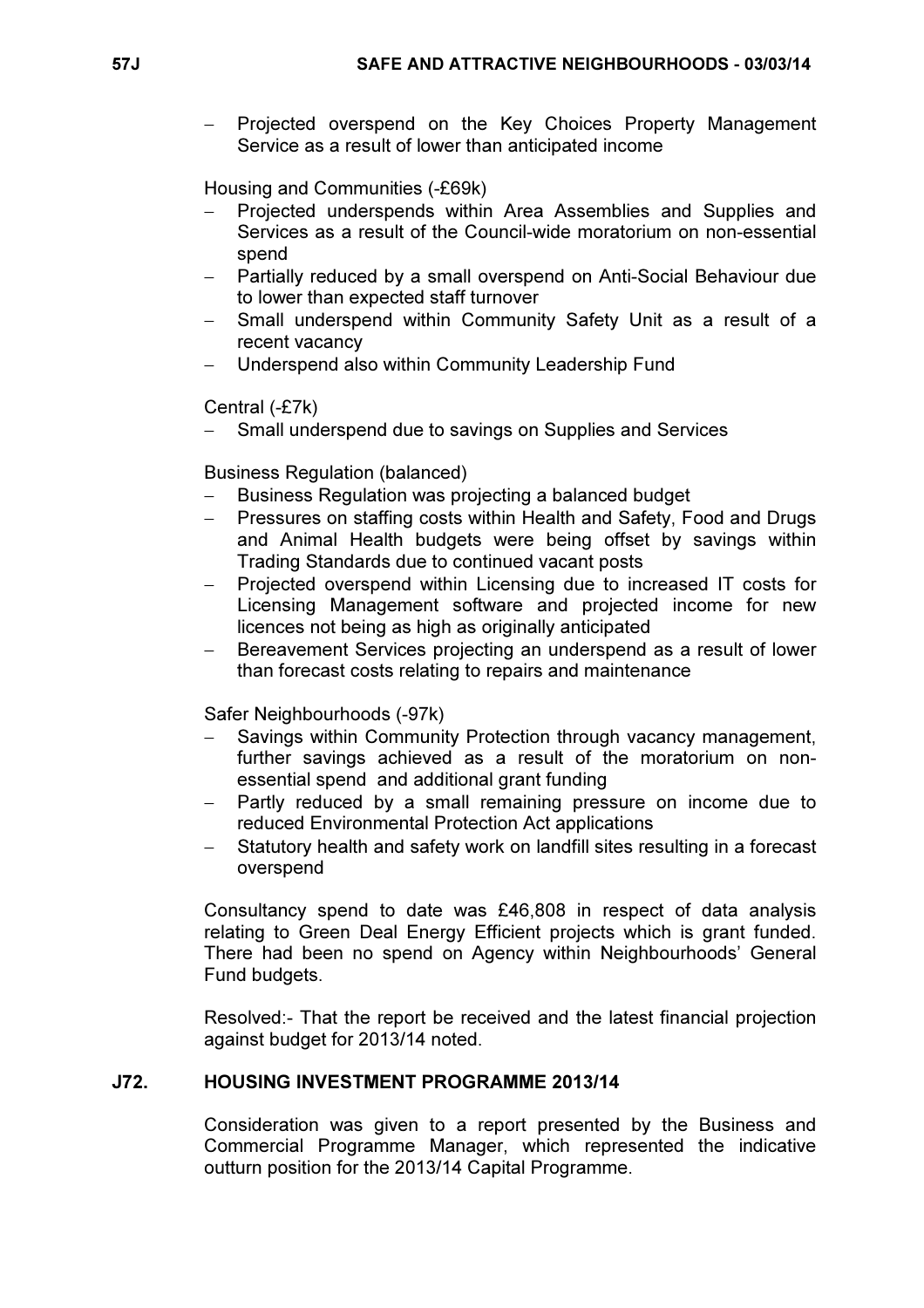- Projected overspend on the Key Choices Property Management Service as a result of lower than anticipated income

Housing and Communities (-£69k)

- Projected underspends within Area Assemblies and Supplies and Services as a result of the Council-wide moratorium on non-essential spend
- Partially reduced by a small overspend on Anti-Social Behaviour due to lower than expected staff turnover
- Small underspend within Community Safety Unit as a result of a recent vacancy
- Underspend also within Community Leadership Fund

Central (-£7k)

- Small underspend due to savings on Supplies and Services

Business Regulation (balanced)

- Business Regulation was projecting a balanced budget
- Pressures on staffing costs within Health and Safety, Food and Drugs and Animal Health budgets were being offset by savings within Trading Standards due to continued vacant posts
- Projected overspend within Licensing due to increased IT costs for Licensing Management software and projected income for new licences not being as high as originally anticipated
- Bereavement Services projecting an underspend as a result of lower than forecast costs relating to repairs and maintenance

Safer Neighbourhoods (-97k)

- Savings within Community Protection through vacancy management, further savings achieved as a result of the moratorium on non-essential spend and additional grant funding
- Partly reduced by a small remaining pressure on income due to reduced Environmental Protection Act applications
- Statutory health and safety work on landfill sites resulting in a forecast overspend

Consultancy spend to date was £46,808 in respect of data analysis relating to Green Deal Energy Efficient projects which is grant funded. There had been no spend on Agency within Neighbourhoods' General Fund budgets.

Resolved:- That the report be received and the latest financial projection against budget for 2013/14 noted.

## J72. HOUSING INVESTMENT PROGRAMME 2013/14

Consideration was given to a report presented by the Business and Commercial Programme Manager, which represented the indicative outturn position for the 2013/14 Capital Programme.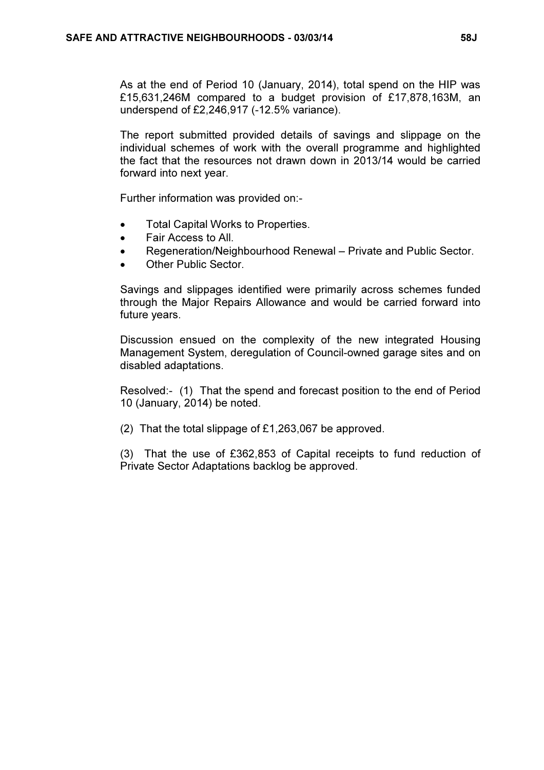As at the end of Period 10 (January, 2014), total spend on the HIP was £15,631,246M compared to a budget provision of £17,878,163M, an underspend of £2,246,917 (-12.5% variance).

The report submitted provided details of savings and slippage on the individual schemes of work with the overall programme and highlighted the fact that the resources not drawn down in 2013/14 would be carried forward into next year.

Further information was provided on:-

- Total Capital Works to Properties.
- Fair Access to All.
- Regeneration/Neighbourhood Renewal – Private and Public Sector.
- Other Public Sector.

Savings and slippages identified were primarily across schemes funded through the Major Repairs Allowance and would be carried forward into future years.

Discussion ensued on the complexity of the new integrated Housing Management System, deregulation of Council-owned garage sites and on disabled adaptations.

Resolved:- (1) That the spend and forecast position to the end of Period 10 (January, 2014) be noted.

(2) That the total slippage of £1,263,067 be approved.

(3) That the use of £362,853 of Capital receipts to fund reduction of Private Sector Adaptations backlog be approved.